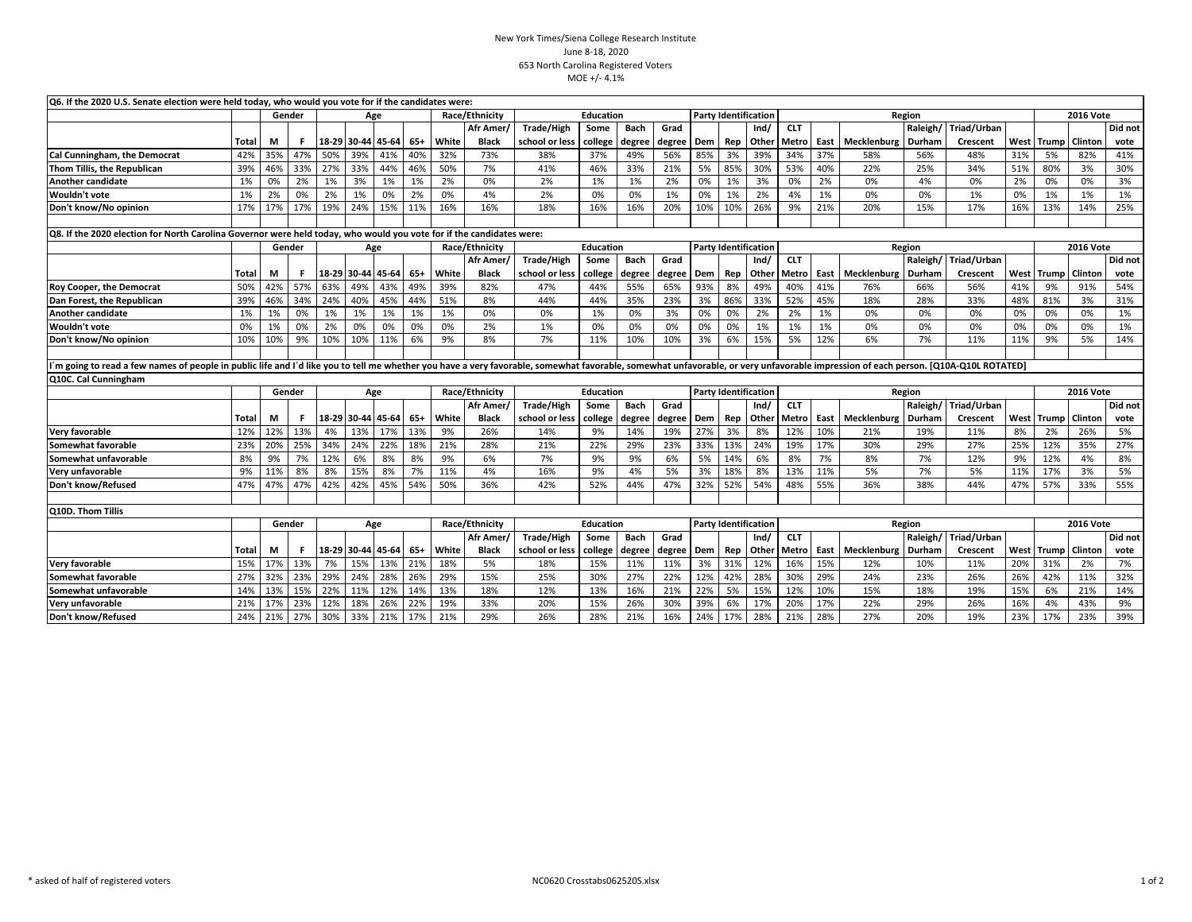New York Times/Siena College Research Institute
June 8-18, 2020
653 North Carolina Registered Voters
MOE +/- 4.1%

**Q6. If the 2020 U.S. Senate election were held today, who would you vote for if the candidates were:**

| | | Gender | | Age | | | | Race/Ethnicity | | Education | | | | Party Identification | | | Region | | | | | | 2016 Vote | | |
|---|---|---|---|---|---|---|---|---|---|---|---|---|---|---|---|---|---|---|---|---|---|---|---|---|---|
| | Total | M | F | 18-29 | 30-44 | 45-64 | 65+ | White | Afr Amer/ Black | Trade/High school or less | Some college | Bach degree | Grad degree | Dem | Rep | Ind/ Other | CLT Metro | East | Mecklenburg | Raleigh/ Durham | Triad/Urban Crescent | West | Trump | Clinton | Did not vote |
| Cal Cunningham, the Democrat | 42% | 35% | 47% | 50% | 39% | 41% | 40% | 32% | 73% | 38% | 37% | 49% | 56% | 85% | 3% | 39% | 34% | 37% | 58% | 56% | 48% | 31% | 5% | 82% | 41% |
| Thom Tillis, the Republican | 39% | 46% | 33% | 27% | 33% | 44% | 46% | 50% | 7% | 41% | 46% | 33% | 21% | 5% | 85% | 30% | 53% | 40% | 22% | 25% | 34% | 51% | 80% | 3% | 30% |
| Another candidate | 1% | 0% | 2% | 1% | 3% | 1% | 1% | 2% | 0% | 2% | 1% | 1% | 2% | 0% | 1% | 3% | 0% | 2% | 0% | 4% | 0% | 2% | 0% | 0% | 3% |
| Wouldn't vote | 1% | 2% | 0% | 2% | 1% | 0% | 2% | 0% | 4% | 2% | 0% | 0% | 1% | 0% | 1% | 2% | 4% | 1% | 0% | 0% | 1% | 0% | 1% | 1% | 1% |
| Don't know/No opinion | 17% | 17% | 17% | 19% | 24% | 15% | 11% | 16% | 16% | 18% | 16% | 16% | 20% | 10% | 10% | 26% | 9% | 21% | 20% | 15% | 17% | 16% | 13% | 14% | 25% |

**Q8. If the 2020 election for North Carolina Governor were held today, who would you vote for if the candidates were:**

| | | Gender | | Age | | | | Race/Ethnicity | | Education | | | | Party Identification | | | Region | | | | | | 2016 Vote | | |
|---|---|---|---|---|---|---|---|---|---|---|---|---|---|---|---|---|---|---|---|---|---|---|---|---|---|
| | Total | M | F | 18-29 | 30-44 | 45-64 | 65+ | White | Afr Amer/ Black | Trade/High school or less | Some college | Bach degree | Grad degree | Dem | Rep | Ind/ Other | CLT Metro | East | Mecklenburg | Raleigh/ Durham | Triad/Urban Crescent | West | Trump | Clinton | Did not vote |
| Roy Cooper, the Democrat | 50% | 42% | 57% | 63% | 49% | 43% | 49% | 39% | 82% | 47% | 44% | 55% | 65% | 93% | 8% | 49% | 40% | 41% | 76% | 66% | 56% | 41% | 9% | 91% | 54% |
| Dan Forest, the Republican | 39% | 46% | 34% | 24% | 40% | 45% | 44% | 51% | 8% | 44% | 44% | 35% | 23% | 3% | 86% | 33% | 52% | 45% | 18% | 28% | 33% | 48% | 81% | 3% | 31% |
| Another candidate | 1% | 1% | 0% | 1% | 1% | 1% | 1% | 1% | 0% | 0% | 1% | 0% | 3% | 0% | 0% | 2% | 2% | 1% | 0% | 0% | 0% | 0% | 0% | 0% | 1% |
| Wouldn't vote | 0% | 1% | 0% | 2% | 0% | 0% | 0% | 0% | 2% | 1% | 0% | 0% | 0% | 0% | 0% | 1% | 1% | 1% | 0% | 0% | 0% | 0% | 0% | 0% | 1% |
| Don't know/No opinion | 10% | 10% | 9% | 10% | 10% | 11% | 6% | 9% | 8% | 7% | 11% | 10% | 10% | 3% | 6% | 15% | 5% | 12% | 6% | 7% | 11% | 11% | 9% | 5% | 14% |

I´m going to read a few names of people in public life and I´d like you to tell me whether you have a very favorable, somewhat favorable, somewhat unfavorable, or very unfavorable impression of each person. [Q10A-Q10L ROTATED]

**Q10C. Cal Cunningham**

| | | Gender | | Age | | | | Race/Ethnicity | | Education | | | | Party Identification | | | Region | | | | | | 2016 Vote | | |
|---|---|---|---|---|---|---|---|---|---|---|---|---|---|---|---|---|---|---|---|---|---|---|---|---|---|
| | Total | M | F | 18-29 | 30-44 | 45-64 | 65+ | White | Afr Amer/ Black | Trade/High school or less | Some college | Bach degree | Grad degree | Dem | Rep | Ind/ Other | CLT Metro | East | Mecklenburg | Raleigh/ Durham | Triad/Urban Crescent | West | Trump | Clinton | Did not vote |
| Very favorable | 12% | 12% | 13% | 4% | 13% | 17% | 13% | 9% | 26% | 14% | 9% | 14% | 19% | 27% | 3% | 8% | 12% | 10% | 21% | 19% | 11% | 8% | 2% | 26% | 5% |
| Somewhat favorable | 23% | 20% | 25% | 34% | 24% | 22% | 18% | 21% | 28% | 21% | 22% | 29% | 23% | 33% | 13% | 24% | 19% | 17% | 30% | 29% | 27% | 25% | 12% | 35% | 27% |
| Somewhat unfavorable | 8% | 9% | 7% | 12% | 6% | 8% | 8% | 9% | 6% | 7% | 9% | 9% | 6% | 5% | 14% | 6% | 8% | 7% | 8% | 7% | 12% | 9% | 12% | 4% | 8% |
| Very unfavorable | 9% | 11% | 8% | 8% | 15% | 8% | 7% | 11% | 4% | 16% | 9% | 4% | 5% | 3% | 18% | 8% | 13% | 11% | 5% | 7% | 5% | 11% | 17% | 3% | 5% |
| Don't know/Refused | 47% | 47% | 47% | 42% | 42% | 45% | 54% | 50% | 36% | 42% | 52% | 44% | 47% | 32% | 52% | 54% | 48% | 55% | 36% | 38% | 44% | 47% | 57% | 33% | 55% |

**Q10D. Thom Tillis**

| | | Gender | | Age | | | | Race/Ethnicity | | Education | | | | Party Identification | | | Region | | | | | | 2016 Vote | | |
|---|---|---|---|---|---|---|---|---|---|---|---|---|---|---|---|---|---|---|---|---|---|---|---|---|---|
| | Total | M | F | 18-29 | 30-44 | 45-64 | 65+ | White | Afr Amer/ Black | Trade/High school or less | Some college | Bach degree | Grad degree | Dem | Rep | Ind/ Other | CLT Metro | East | Mecklenburg | Raleigh/ Durham | Triad/Urban Crescent | West | Trump | Clinton | Did not vote |
| Very favorable | 15% | 17% | 13% | 7% | 15% | 13% | 21% | 18% | 5% | 18% | 15% | 11% | 11% | 3% | 31% | 12% | 16% | 15% | 12% | 10% | 11% | 20% | 31% | 2% | 7% |
| Somewhat favorable | 27% | 32% | 23% | 29% | 24% | 28% | 26% | 29% | 15% | 25% | 30% | 27% | 22% | 12% | 42% | 28% | 30% | 29% | 24% | 23% | 26% | 26% | 42% | 11% | 32% |
| Somewhat unfavorable | 14% | 13% | 15% | 22% | 11% | 12% | 14% | 13% | 18% | 12% | 13% | 16% | 21% | 22% | 5% | 15% | 12% | 10% | 15% | 18% | 19% | 15% | 6% | 21% | 14% |
| Very unfavorable | 21% | 17% | 23% | 12% | 18% | 26% | 22% | 19% | 33% | 20% | 15% | 26% | 30% | 39% | 6% | 17% | 20% | 17% | 22% | 29% | 26% | 16% | 4% | 43% | 9% |
| Don't know/Refused | 24% | 21% | 27% | 30% | 33% | 21% | 17% | 21% | 29% | 26% | 28% | 21% | 16% | 24% | 17% | 28% | 21% | 28% | 27% | 20% | 19% | 23% | 17% | 23% | 39% |

\* asked of half of registered voters

NC0620 Crosstabs062520S.xlsx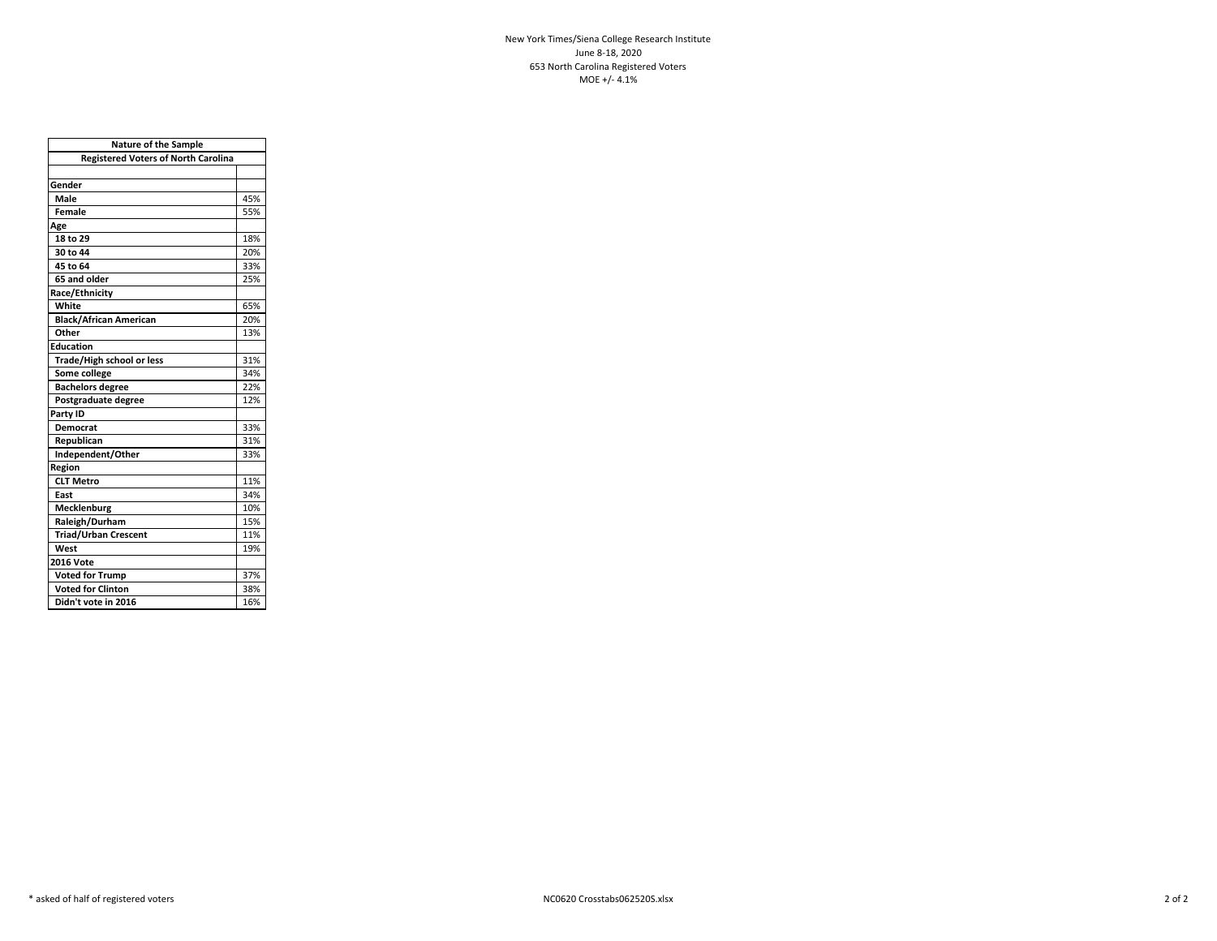New York Times/Siena College Research Institute
June 8-18, 2020
653 North Carolina Registered Voters
MOE +/- 4.1%

| Nature of the Sample | |
|---|---|
| **Registered Voters of North Carolina** | |
| | |
| **Gender** | |
| Male | 45% |
| Female | 55% |
| **Age** | |
| 18 to 29 | 18% |
| 30 to 44 | 20% |
| 45 to 64 | 33% |
| 65 and older | 25% |
| **Race/Ethnicity** | |
| White | 65% |
| Black/African American | 20% |
| Other | 13% |
| **Education** | |
| Trade/High school or less | 31% |
| Some college | 34% |
| Bachelors degree | 22% |
| Postgraduate degree | 12% |
| **Party ID** | |
| Democrat | 33% |
| Republican | 31% |
| Independent/Other | 33% |
| **Region** | |
| CLT Metro | 11% |
| East | 34% |
| Mecklenburg | 10% |
| Raleigh/Durham | 15% |
| Triad/Urban Crescent | 11% |
| West | 19% |
| **2016 Vote** | |
| Voted for Trump | 37% |
| Voted for Clinton | 38% |
| Didn't vote in 2016 | 16% |

* asked of half of registered voters

NC0620 Crosstabs062520S.xlsx